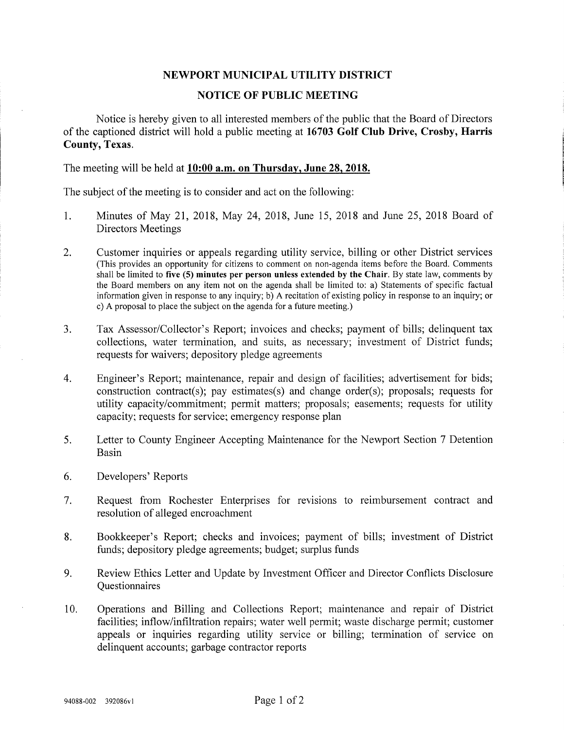# NEWPORT MUNICIPAL UTILITY DISTRICT

## NOTICE OF PUBLIC MEETING

Notice is hereby given to all interested members of the public that the Board of Directors of the captioned district will hold a public meeting at **16703 Golf Club Drive, Crosby, Harris County, Texas.**

The meeting will be held at **10:00 a.m. on Thursday, June 28, 2018.**

The subject of the meeting is to consider and act on the following:

1. Minutes of May 21, 2018, May 24, 2018, June 15, 2018 and June 25, 2018 Board of Directors Meetings

2. Customer inquiries or appeals regarding utility service, billing or other District services (This provides an opportunity for citizens to comment on non-agenda items before the Board. Comments shall be limited to **five (5) minutes per person unless extended by the Chair**. By state law, comments by the Board members on any item not on the agenda shall be limited to: a) Statements of specific factual information given in response to any inquiry; b) A recitation of existing policy in response to an inquiry; or c) A proposal to place the subject on the agenda for a future meeting.)

3. Tax Assessor/Collector's Report; invoices and checks; payment of bills; delinquent tax collections, water termination, and suits, as necessary; investment of District funds; requests for waivers; depository pledge agreements

4. Engineer's Report; maintenance, repair and design of facilities; advertisement for bids; construction contract(s); pay estimates(s) and change order(s); proposals; requests for utility capacity/commitment; permit matters; proposals; easements; requests for utility capacity; requests for service; emergency response plan

5. Letter to County Engineer Accepting Maintenance for the Newport Section 7 Detention Basin

6. Developers' Reports

7. Request from Rochester Enterprises for revisions to reimbursement contract and resolution of alleged encroachment

8. Bookkeeper's Report; checks and invoices; payment of bills; investment of District funds; depository pledge agreements; budget; surplus funds

9. Review Ethics Letter and Update by Investment Officer and Director Conflicts Disclosure Questionnaires

10. Operations and Billing and Collections Report; maintenance and repair of District facilities; inflow/infiltration repairs; water well permit; waste discharge permit; customer appeals or inquiries regarding utility service or billing; termination of service on delinquent accounts; garbage contractor reports

94088-002 392086v1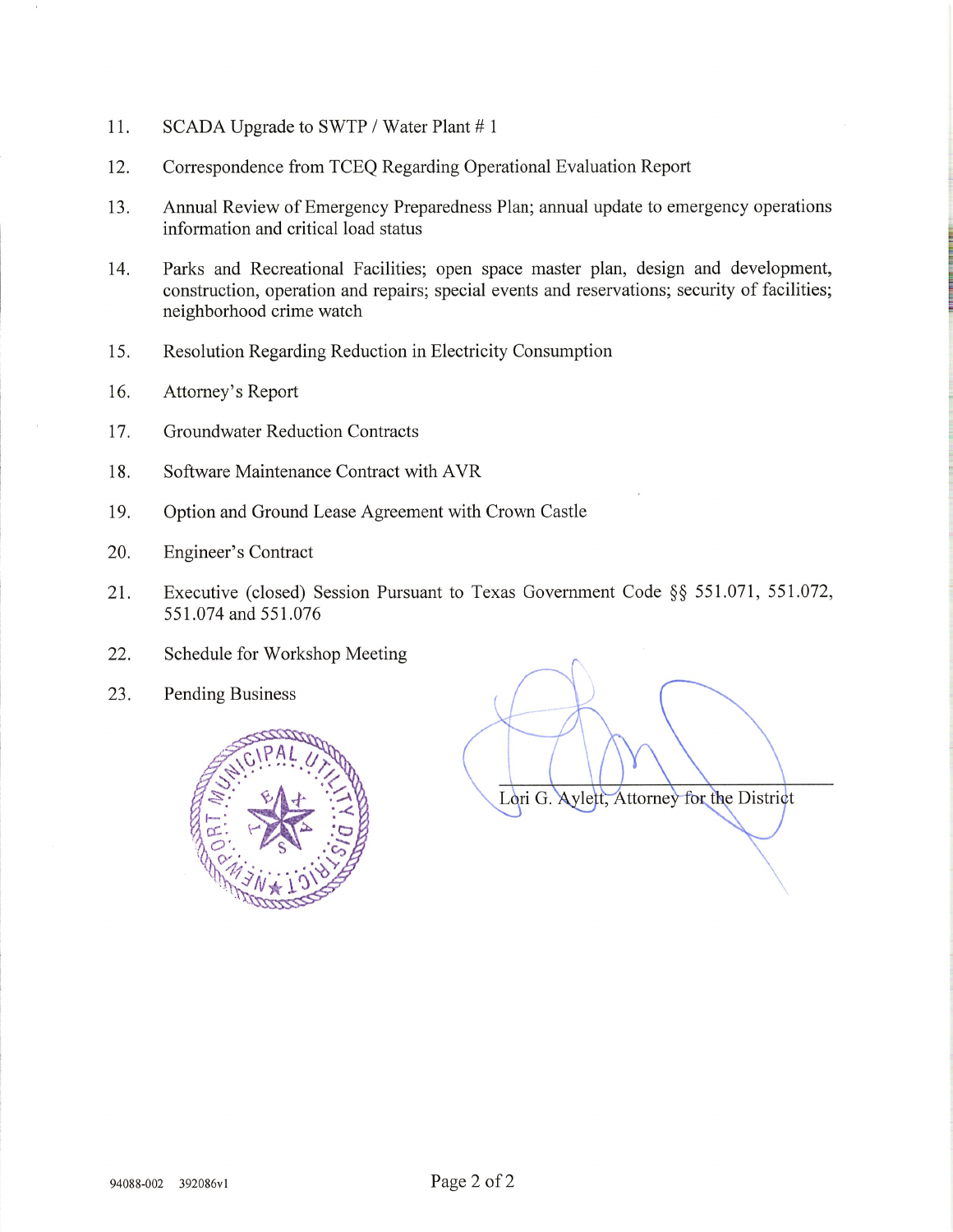11. SCADA Upgrade to SWTP / Water Plant # 1

12. Correspondence from TCEQ Regarding Operational Evaluation Report

13. Annual Review of Emergency Preparedness Plan; annual update to emergency operations information and critical load status

14. Parks and Recreational Facilities; open space master plan, design and development, construction, operation and repairs; special events and reservations; security of facilities; neighborhood crime watch

15. Resolution Regarding Reduction in Electricity Consumption

16. Attorney's Report

17. Groundwater Reduction Contracts

18. Software Maintenance Contract with AVR

19. Option and Ground Lease Agreement with Crown Castle

20. Engineer's Contract

21. Executive (closed) Session Pursuant to Texas Government Code §§ 551.071, 551.072, 551.074 and 551.076

22. Schedule for Workshop Meeting

23. Pending Business

NEWPORT MUNICIPAL UTILITY DISTRICT — TEXAS

Lori G. Aylett, Attorney for the District

94088-002 392086v1